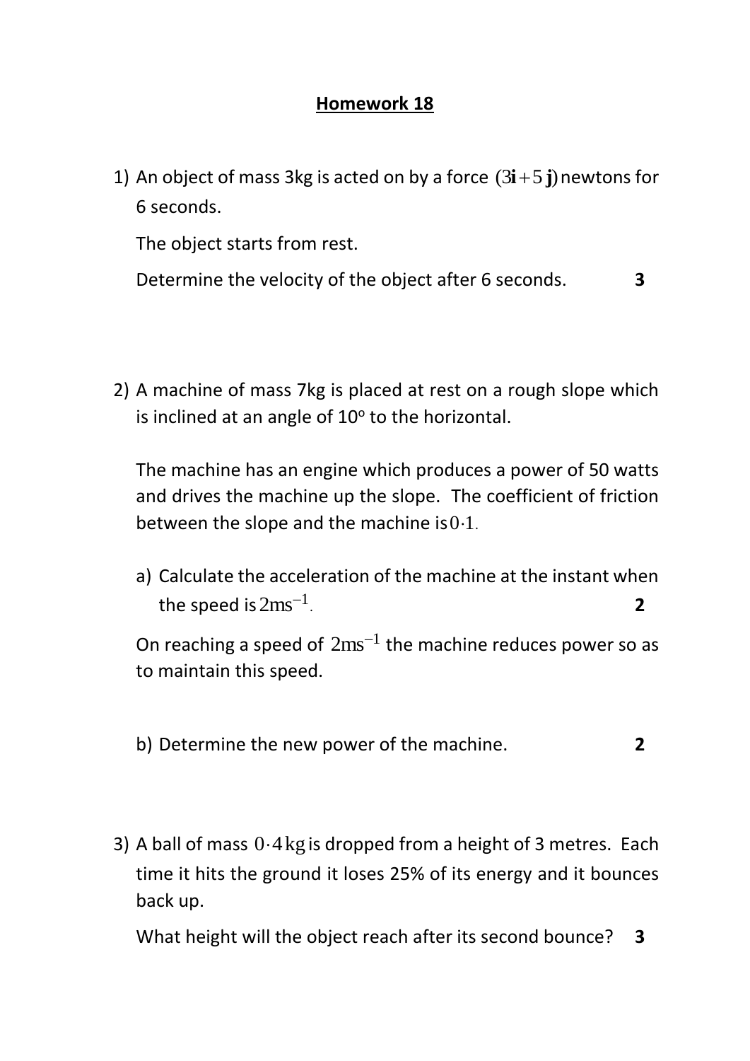# Homework 18

1) An object of mass 3kg is acted on by a force $(3\mathbf{i}+5\mathbf{j})$ newtons for 6 seconds.

   The object starts from rest.

   Determine the velocity of the object after 6 seconds. **3**

2) A machine of mass 7kg is placed at rest on a rough slope which is inclined at an angle of $10^{o}$ to the horizontal.

   The machine has an engine which produces a power of 50 watts and drives the machine up the slope. The coefficient of friction between the slope and the machine is $0{\cdot}1$.

   a) Calculate the acceleration of the machine at the instant when the speed is $2\text{ms}^{-1}$. **2**

   On reaching a speed of $2\text{ms}^{-1}$ the machine reduces power so as to maintain this speed.

   b) Determine the new power of the machine. **2**

3) A ball of mass $0{\cdot}4\,\text{kg}$ is dropped from a height of 3 metres. Each time it hits the ground it loses 25% of its energy and it bounces back up.

   What height will the object reach after its second bounce? **3**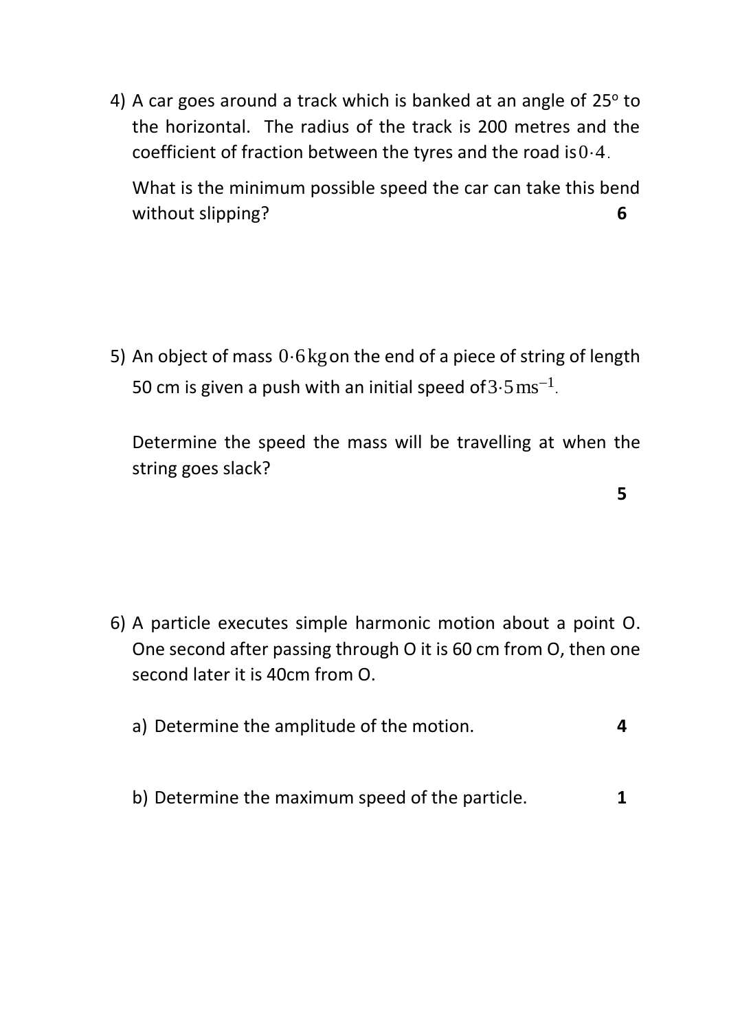4) A car goes around a track which is banked at an angle of 25° to the horizontal. The radius of the track is 200 metres and the coefficient of fraction between the tyres and the road is $0{\cdot}4$.

   What is the minimum possible speed the car can take this bend without slipping? **6**

5) An object of mass $0{\cdot}6\,\text{kg}$ on the end of a piece of string of length 50 cm is given a push with an initial speed of $3{\cdot}5\,\text{ms}^{-1}$.

   Determine the speed the mass will be travelling at when the string goes slack?

   **5**

6) A particle executes simple harmonic motion about a point O. One second after passing through O it is 60 cm from O, then one second later it is 40cm from O.

   a) Determine the amplitude of the motion. **4**

   b) Determine the maximum speed of the particle. **1**